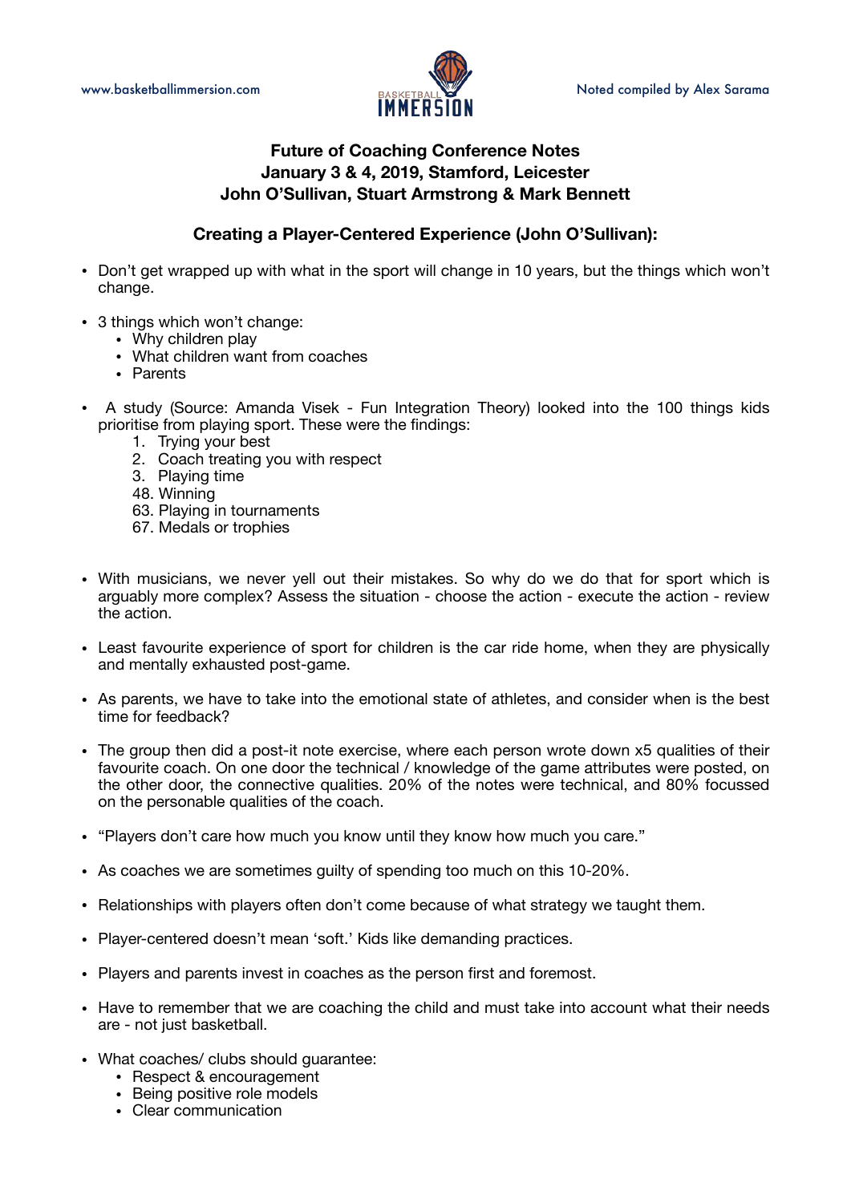# Future of Coaching Conference Notes
## January 3 & 4, 2019, Stamford, Leicester
## John O'Sullivan, Stuart Armstrong & Mark Bennett

### Creating a Player-Centered Experience (John O'Sullivan):

- Don't get wrapped up with what in the sport will change in 10 years, but the things which won't change.

- 3 things which won't change:
  - Why children play
  - What children want from coaches
  - Parents

- A study (Source: Amanda Visek - Fun Integration Theory) looked into the 100 things kids prioritise from playing sport. These were the findings:
  1. Trying your best
  2. Coach treating you with respect
  3. Playing time
  
  48. Winning
  63. Playing in tournaments
  67. Medals or trophies

- With musicians, we never yell out their mistakes. So why do we do that for sport which is arguably more complex? Assess the situation - choose the action - execute the action - review the action.

- Least favourite experience of sport for children is the car ride home, when they are physically and mentally exhausted post-game.

- As parents, we have to take into the emotional state of athletes, and consider when is the best time for feedback?

- The group then did a post-it note exercise, where each person wrote down x5 qualities of their favourite coach. On one door the technical / knowledge of the game attributes were posted, on the other door, the connective qualities. 20% of the notes were technical, and 80% focussed on the personable qualities of the coach.

- "Players don't care how much you know until they know how much you care."

- As coaches we are sometimes guilty of spending too much on this 10-20%.

- Relationships with players often don't come because of what strategy we taught them.

- Player-centered doesn't mean 'soft.' Kids like demanding practices.

- Players and parents invest in coaches as the person first and foremost.

- Have to remember that we are coaching the child and must take into account what their needs are - not just basketball.

- What coaches/ clubs should guarantee:
  - Respect & encouragement
  - Being positive role models
  - Clear communication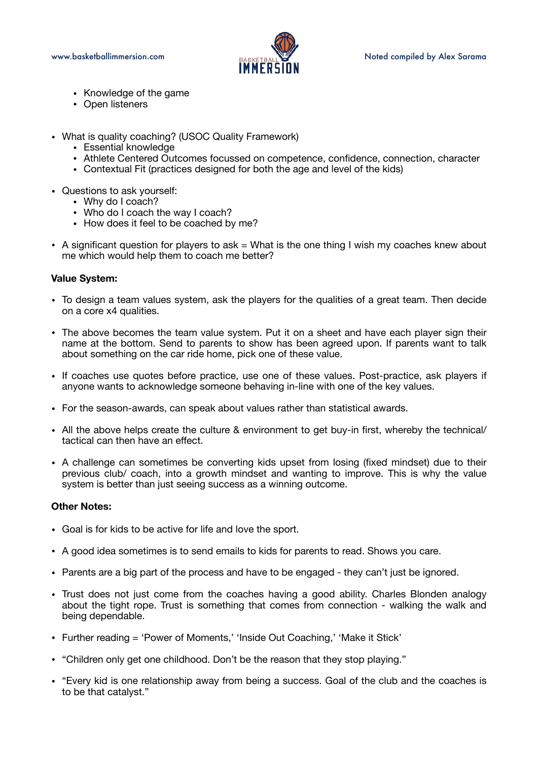- Knowledge of the game
- Open listeners

- What is quality coaching? (USOC Quality Framework)
    - Essential knowledge
    - Athlete Centered Outcomes focussed on competence, confidence, connection, character
    - Contextual Fit (practices designed for both the age and level of the kids)

- Questions to ask yourself:
    - Why do I coach?
    - Who do I coach the way I coach?
    - How does it feel to be coached by me?

- A significant question for players to ask = What is the one thing I wish my coaches knew about me which would help them to coach me better?

**Value System:**

- To design a team values system, ask the players for the qualities of a great team. Then decide on a core x4 qualities.

- The above becomes the team value system. Put it on a sheet and have each player sign their name at the bottom. Send to parents to show has been agreed upon. If parents want to talk about something on the car ride home, pick one of these value.

- If coaches use quotes before practice, use one of these values. Post-practice, ask players if anyone wants to acknowledge someone behaving in-line with one of the key values.

- For the season-awards, can speak about values rather than statistical awards.

- All the above helps create the culture & environment to get buy-in first, whereby the technical/ tactical can then have an effect.

- A challenge can sometimes be converting kids upset from losing (fixed mindset) due to their previous club/ coach, into a growth mindset and wanting to improve. This is why the value system is better than just seeing success as a winning outcome.

**Other Notes:**

- Goal is for kids to be active for life and love the sport.

- A good idea sometimes is to send emails to kids for parents to read. Shows you care.

- Parents are a big part of the process and have to be engaged - they can't just be ignored.

- Trust does not just come from the coaches having a good ability. Charles Blonden analogy about the tight rope. Trust is something that comes from connection - walking the walk and being dependable.

- Further reading = 'Power of Moments,' 'Inside Out Coaching,' 'Make it Stick'

- "Children only get one childhood. Don't be the reason that they stop playing."

- "Every kid is one relationship away from being a success. Goal of the club and the coaches is to be that catalyst."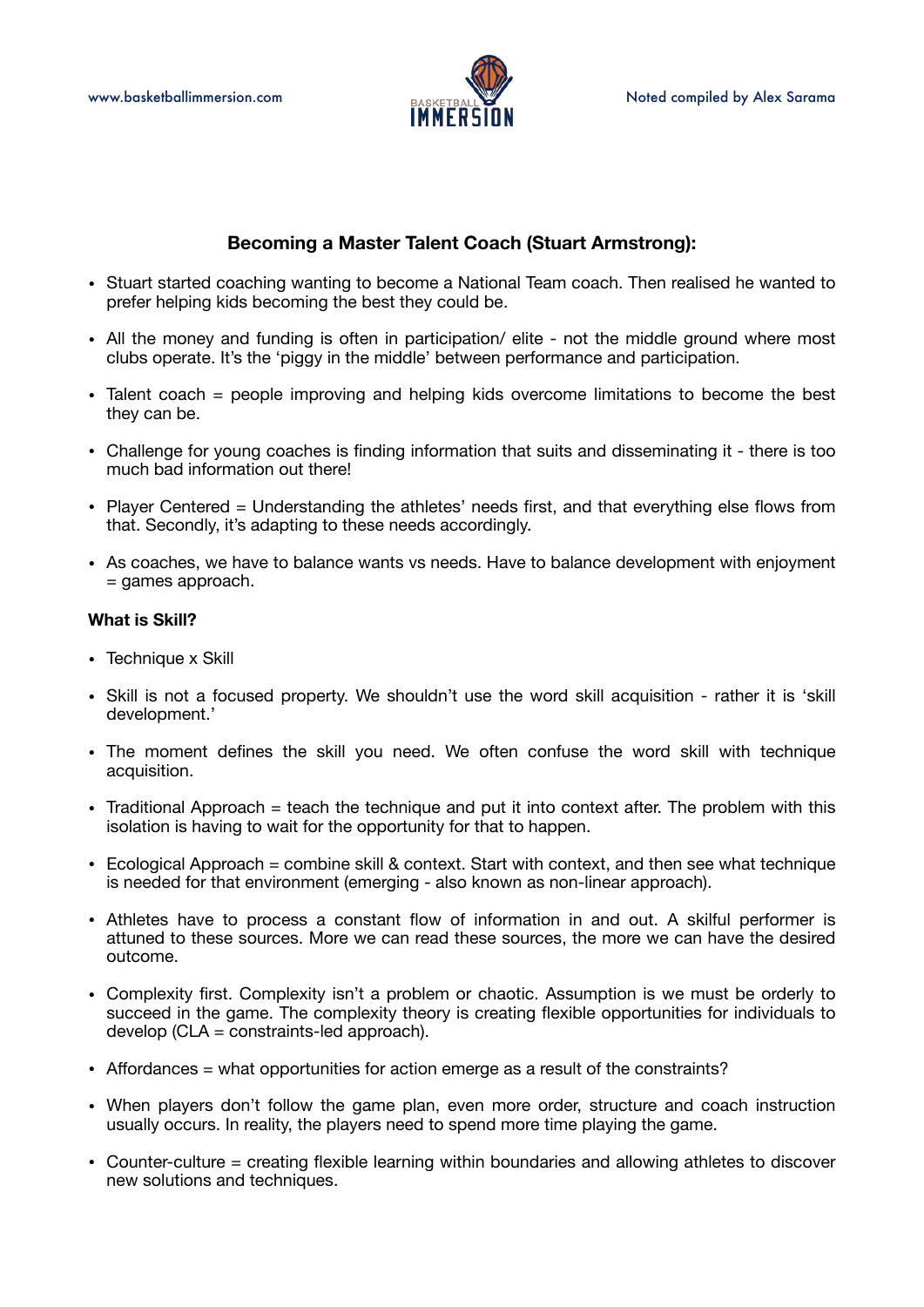## Becoming a Master Talent Coach (Stuart Armstrong):

- Stuart started coaching wanting to become a National Team coach. Then realised he wanted to prefer helping kids becoming the best they could be.
- All the money and funding is often in participation/ elite - not the middle ground where most clubs operate. It's the 'piggy in the middle' between performance and participation.
- Talent coach = people improving and helping kids overcome limitations to become the best they can be.
- Challenge for young coaches is finding information that suits and disseminating it - there is too much bad information out there!
- Player Centered = Understanding the athletes' needs first, and that everything else flows from that. Secondly, it's adapting to these needs accordingly.
- As coaches, we have to balance wants vs needs. Have to balance development with enjoyment = games approach.

**What is Skill?**

- Technique x Skill
- Skill is not a focused property. We shouldn't use the word skill acquisition - rather it is 'skill development.'
- The moment defines the skill you need. We often confuse the word skill with technique acquisition.
- Traditional Approach = teach the technique and put it into context after. The problem with this isolation is having to wait for the opportunity for that to happen.
- Ecological Approach = combine skill & context. Start with context, and then see what technique is needed for that environment (emerging - also known as non-linear approach).
- Athletes have to process a constant flow of information in and out. A skilful performer is attuned to these sources. More we can read these sources, the more we can have the desired outcome.
- Complexity first. Complexity isn't a problem or chaotic. Assumption is we must be orderly to succeed in the game. The complexity theory is creating flexible opportunities for individuals to develop (CLA = constraints-led approach).
- Affordances = what opportunities for action emerge as a result of the constraints?
- When players don't follow the game plan, even more order, structure and coach instruction usually occurs. In reality, the players need to spend more time playing the game.
- Counter-culture = creating flexible learning within boundaries and allowing athletes to discover new solutions and techniques.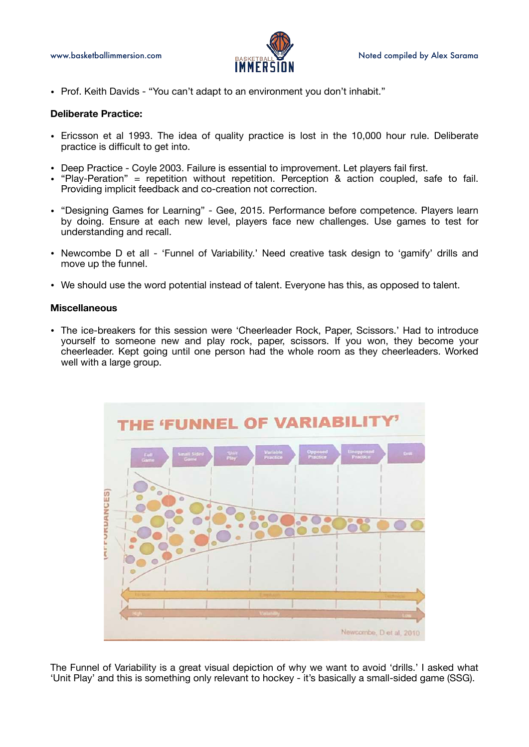- Prof. Keith Davids - “You can’t adapt to an environment you don’t inhabit.”

**Deliberate Practice:**

- Ericsson et al 1993. The idea of quality practice is lost in the 10,000 hour rule. Deliberate practice is difficult to get into.

- Deep Practice - Coyle 2003. Failure is essential to improvement. Let players fail first.
- “Play-Peration” = repetition without repetition. Perception & action coupled, safe to fail. Providing implicit feedback and co-creation not correction.

- “Designing Games for Learning” - Gee, 2015. Performance before competence. Players learn by doing. Ensure at each new level, players face new challenges. Use games to test for understanding and recall.

- Newcombe D et all - ‘Funnel of Variability.’ Need creative task design to ‘gamify’ drills and move up the funnel.

- We should use the word potential instead of talent. Everyone has this, as opposed to talent.

**Miscellaneous**

- The ice-breakers for this session were ‘Cheerleader Rock, Paper, Scissors.’ Had to introduce yourself to someone new and play rock, paper, scissors. If you won, they become your cheerleader. Kept going until one person had the whole room as they cheerleaders. Worked well with a large group.

The Funnel of Variability is a great visual depiction of why we want to avoid ‘drills.’ I asked what ‘Unit Play’ and this is something only relevant to hockey - it’s basically a small-sided game (SSG).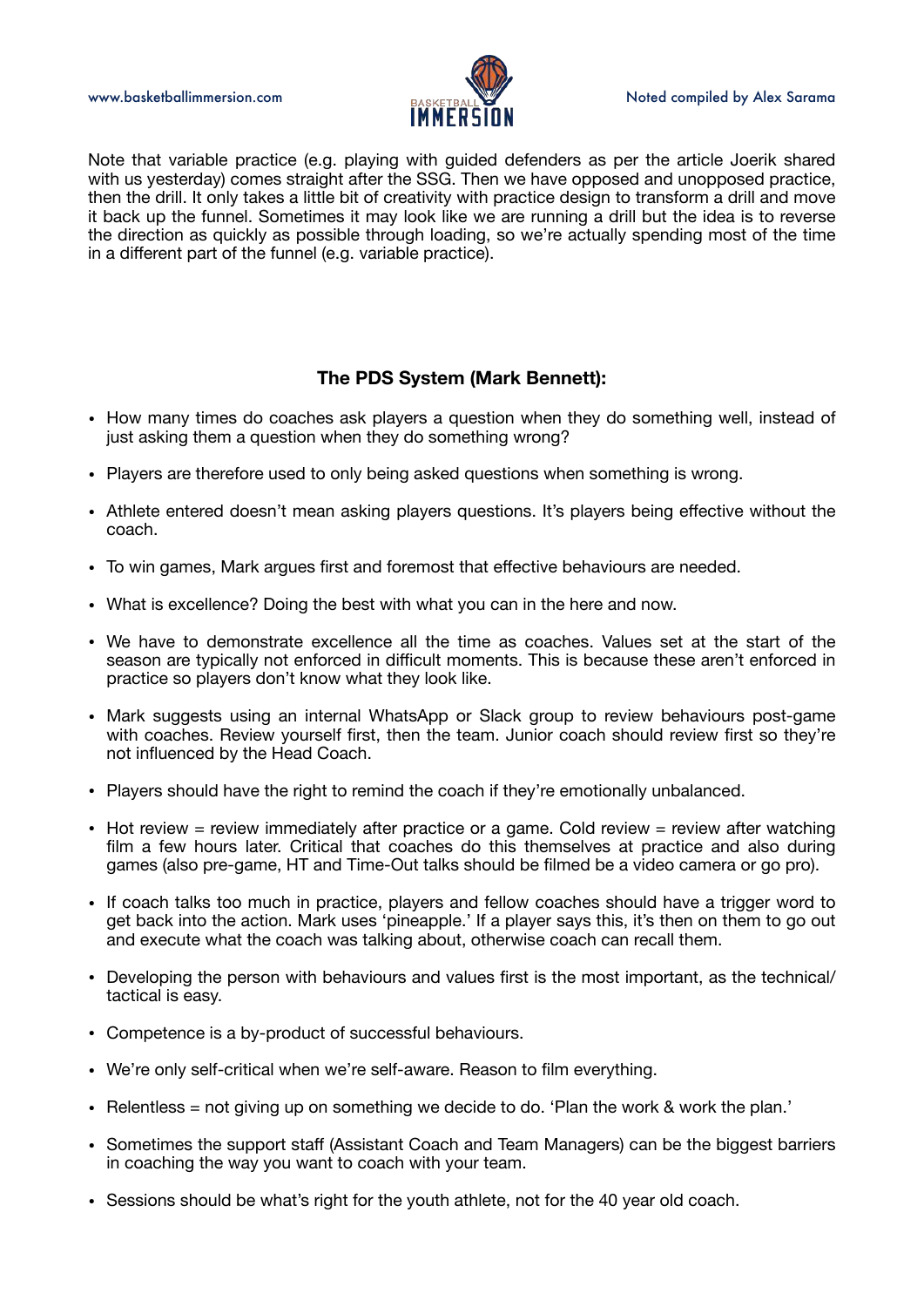Note that variable practice (e.g. playing with guided defenders as per the article Joerik shared with us yesterday) comes straight after the SSG. Then we have opposed and unopposed practice, then the drill. It only takes a little bit of creativity with practice design to transform a drill and move it back up the funnel. Sometimes it may look like we are running a drill but the idea is to reverse the direction as quickly as possible through loading, so we're actually spending most of the time in a different part of the funnel (e.g. variable practice).

### The PDS System (Mark Bennett):

- How many times do coaches ask players a question when they do something well, instead of just asking them a question when they do something wrong?
- Players are therefore used to only being asked questions when something is wrong.
- Athlete entered doesn't mean asking players questions. It's players being effective without the coach.
- To win games, Mark argues first and foremost that effective behaviours are needed.
- What is excellence? Doing the best with what you can in the here and now.
- We have to demonstrate excellence all the time as coaches. Values set at the start of the season are typically not enforced in difficult moments. This is because these aren't enforced in practice so players don't know what they look like.
- Mark suggests using an internal WhatsApp or Slack group to review behaviours post-game with coaches. Review yourself first, then the team. Junior coach should review first so they're not influenced by the Head Coach.
- Players should have the right to remind the coach if they're emotionally unbalanced.
- Hot review = review immediately after practice or a game. Cold review = review after watching film a few hours later. Critical that coaches do this themselves at practice and also during games (also pre-game, HT and Time-Out talks should be filmed be a video camera or go pro).
- If coach talks too much in practice, players and fellow coaches should have a trigger word to get back into the action. Mark uses 'pineapple.' If a player says this, it's then on them to go out and execute what the coach was talking about, otherwise coach can recall them.
- Developing the person with behaviours and values first is the most important, as the technical/tactical is easy.
- Competence is a by-product of successful behaviours.
- We're only self-critical when we're self-aware. Reason to film everything.
- Relentless = not giving up on something we decide to do. 'Plan the work & work the plan.'
- Sometimes the support staff (Assistant Coach and Team Managers) can be the biggest barriers in coaching the way you want to coach with your team.
- Sessions should be what's right for the youth athlete, not for the 40 year old coach.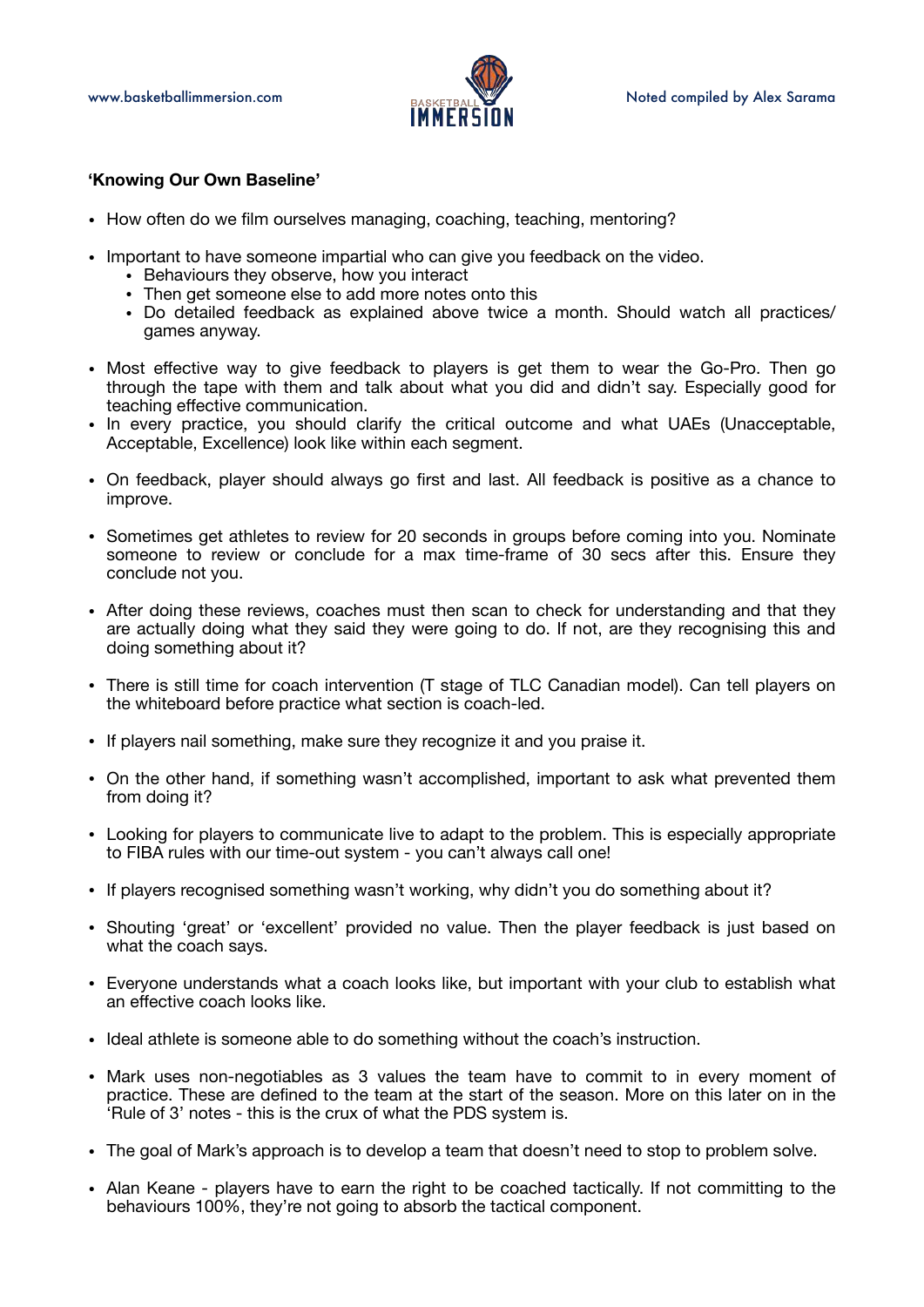**'Knowing Our Own Baseline'**

- How often do we film ourselves managing, coaching, teaching, mentoring?

- Important to have someone impartial who can give you feedback on the video.
  - Behaviours they observe, how you interact
  - Then get someone else to add more notes onto this
  - Do detailed feedback as explained above twice a month. Should watch all practices/ games anyway.

- Most effective way to give feedback to players is get them to wear the Go-Pro. Then go through the tape with them and talk about what you did and didn't say. Especially good for teaching effective communication.
- In every practice, you should clarify the critical outcome and what UAEs (Unacceptable, Acceptable, Excellence) look like within each segment.

- On feedback, player should always go first and last. All feedback is positive as a chance to improve.

- Sometimes get athletes to review for 20 seconds in groups before coming into you. Nominate someone to review or conclude for a max time-frame of 30 secs after this. Ensure they conclude not you.

- After doing these reviews, coaches must then scan to check for understanding and that they are actually doing what they said they were going to do. If not, are they recognising this and doing something about it?

- There is still time for coach intervention (T stage of TLC Canadian model). Can tell players on the whiteboard before practice what section is coach-led.

- If players nail something, make sure they recognize it and you praise it.

- On the other hand, if something wasn't accomplished, important to ask what prevented them from doing it?

- Looking for players to communicate live to adapt to the problem. This is especially appropriate to FIBA rules with our time-out system - you can't always call one!

- If players recognised something wasn't working, why didn't you do something about it?

- Shouting 'great' or 'excellent' provided no value. Then the player feedback is just based on what the coach says.

- Everyone understands what a coach looks like, but important with your club to establish what an effective coach looks like.

- Ideal athlete is someone able to do something without the coach's instruction.

- Mark uses non-negotiables as 3 values the team have to commit to in every moment of practice. These are defined to the team at the start of the season. More on this later on in the 'Rule of 3' notes - this is the crux of what the PDS system is.

- The goal of Mark's approach is to develop a team that doesn't need to stop to problem solve.

- Alan Keane - players have to earn the right to be coached tactically. If not committing to the behaviours 100%, they're not going to absorb the tactical component.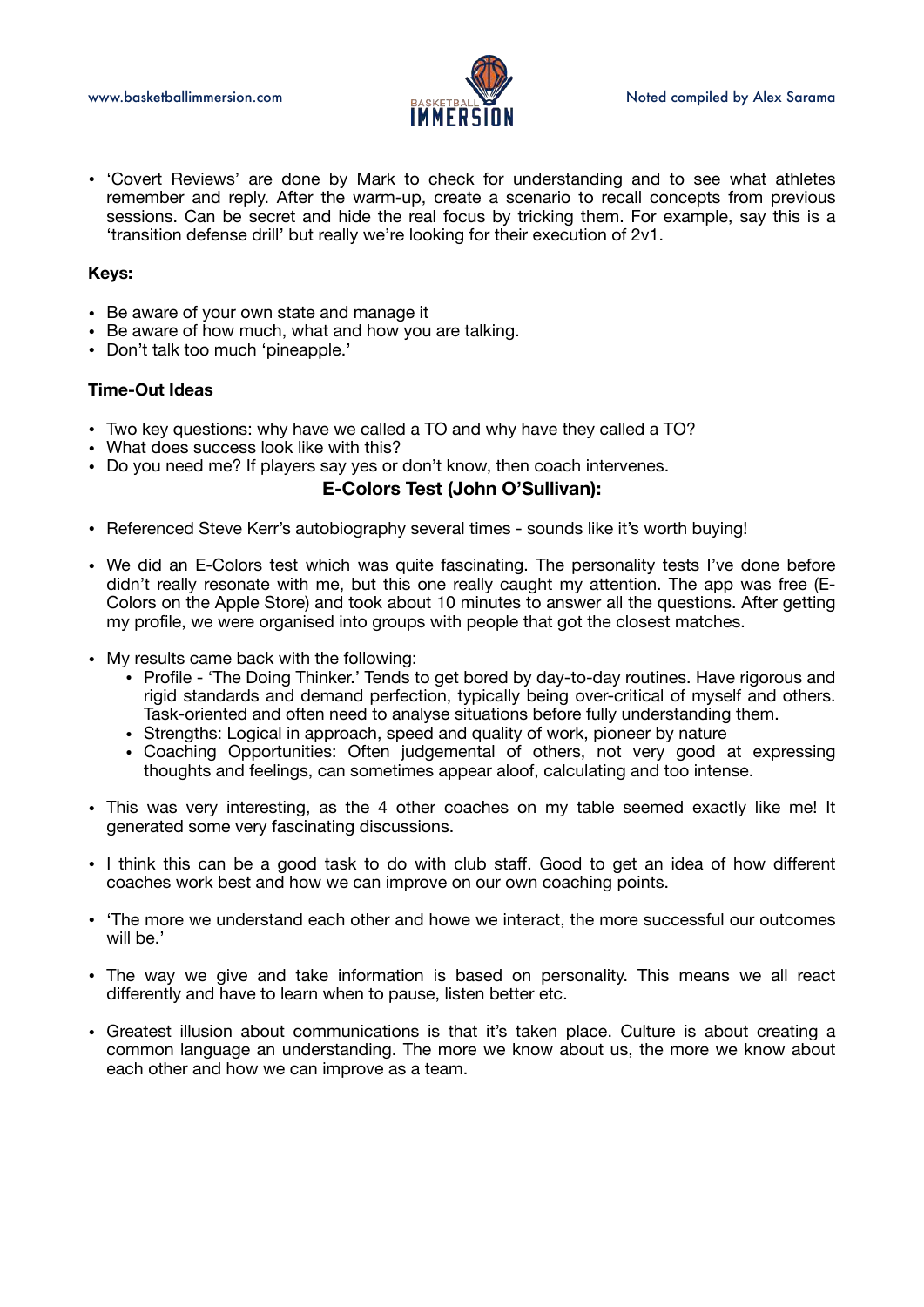- 'Covert Reviews' are done by Mark to check for understanding and to see what athletes remember and reply. After the warm-up, create a scenario to recall concepts from previous sessions. Can be secret and hide the real focus by tricking them. For example, say this is a 'transition defense drill' but really we're looking for their execution of 2v1.

**Keys:**

- Be aware of your own state and manage it
- Be aware of how much, what and how you are talking.
- Don't talk too much 'pineapple.'

**Time-Out Ideas**

- Two key questions: why have we called a TO and why have they called a TO?
- What does success look like with this?
- Do you need me? If players say yes or don't know, then coach intervenes.

## E-Colors Test (John O'Sullivan):

- Referenced Steve Kerr's autobiography several times - sounds like it's worth buying!

- We did an E-Colors test which was quite fascinating. The personality tests I've done before didn't really resonate with me, but this one really caught my attention. The app was free (E-Colors on the Apple Store) and took about 10 minutes to answer all the questions. After getting my profile, we were organised into groups with people that got the closest matches.

- My results came back with the following:
  - Profile - 'The Doing Thinker.' Tends to get bored by day-to-day routines. Have rigorous and rigid standards and demand perfection, typically being over-critical of myself and others. Task-oriented and often need to analyse situations before fully understanding them.
  - Strengths: Logical in approach, speed and quality of work, pioneer by nature
  - Coaching Opportunities: Often judgemental of others, not very good at expressing thoughts and feelings, can sometimes appear aloof, calculating and too intense.

- This was very interesting, as the 4 other coaches on my table seemed exactly like me! It generated some very fascinating discussions.

- I think this can be a good task to do with club staff. Good to get an idea of how different coaches work best and how we can improve on our own coaching points.

- 'The more we understand each other and howe we interact, the more successful our outcomes will be.'

- The way we give and take information is based on personality. This means we all react differently and have to learn when to pause, listen better etc.

- Greatest illusion about communications is that it's taken place. Culture is about creating a common language an understanding. The more we know about us, the more we know about each other and how we can improve as a team.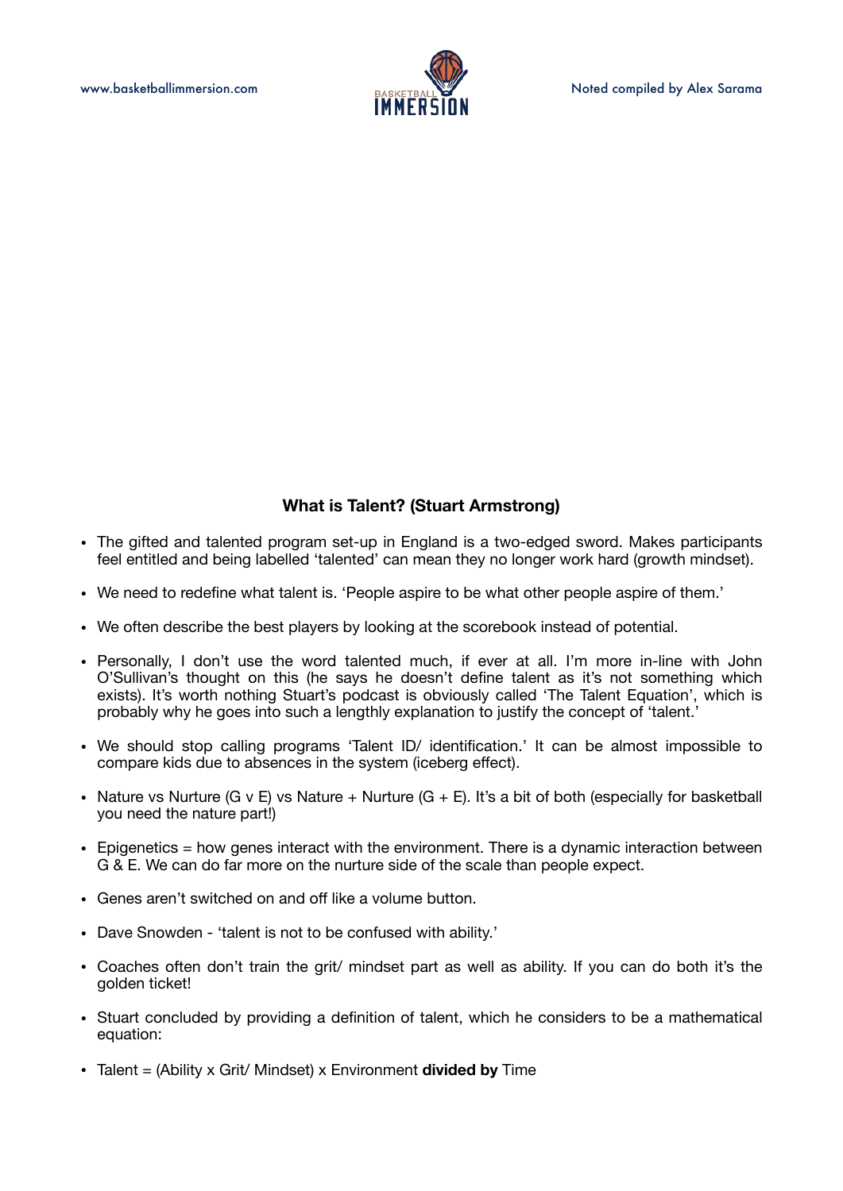### What is Talent? (Stuart Armstrong)

- The gifted and talented program set-up in England is a two-edged sword. Makes participants feel entitled and being labelled 'talented' can mean they no longer work hard (growth mindset).
- We need to redefine what talent is. 'People aspire to be what other people aspire of them.'
- We often describe the best players by looking at the scorebook instead of potential.
- Personally, I don't use the word talented much, if ever at all. I'm more in-line with John O'Sullivan's thought on this (he says he doesn't define talent as it's not something which exists). It's worth nothing Stuart's podcast is obviously called 'The Talent Equation', which is probably why he goes into such a lengthly explanation to justify the concept of 'talent.'
- We should stop calling programs 'Talent ID/ identification.' It can be almost impossible to compare kids due to absences in the system (iceberg effect).
- Nature vs Nurture (G v E) vs Nature + Nurture (G + E). It's a bit of both (especially for basketball you need the nature part!)
- Epigenetics = how genes interact with the environment. There is a dynamic interaction between G & E. We can do far more on the nurture side of the scale than people expect.
- Genes aren't switched on and off like a volume button.
- Dave Snowden - 'talent is not to be confused with ability.'
- Coaches often don't train the grit/ mindset part as well as ability. If you can do both it's the golden ticket!
- Stuart concluded by providing a definition of talent, which he considers to be a mathematical equation:
- Talent = (Ability x Grit/ Mindset) x Environment **divided by** Time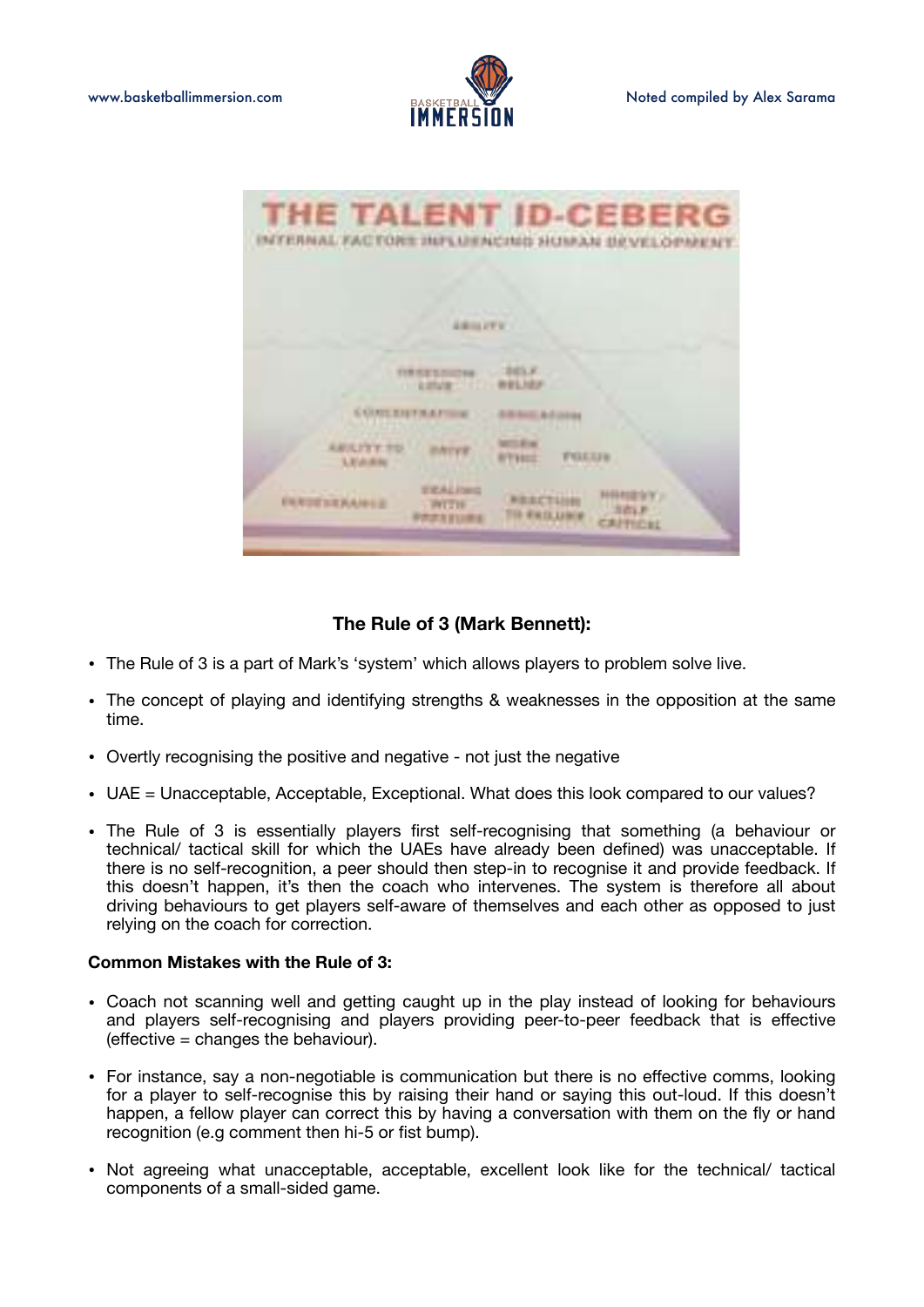### The Rule of 3 (Mark Bennett):

- The Rule of 3 is a part of Mark's 'system' which allows players to problem solve live.
- The concept of playing and identifying strengths & weaknesses in the opposition at the same time.
- Overtly recognising the positive and negative - not just the negative
- UAE = Unacceptable, Acceptable, Exceptional. What does this look compared to our values?
- The Rule of 3 is essentially players first self-recognising that something (a behaviour or technical/ tactical skill for which the UAEs have already been defined) was unacceptable. If there is no self-recognition, a peer should then step-in to recognise it and provide feedback. If this doesn't happen, it's then the coach who intervenes. The system is therefore all about driving behaviours to get players self-aware of themselves and each other as opposed to just relying on the coach for correction.

**Common Mistakes with the Rule of 3:**

- Coach not scanning well and getting caught up in the play instead of looking for behaviours and players self-recognising and players providing peer-to-peer feedback that is effective (effective = changes the behaviour).
- For instance, say a non-negotiable is communication but there is no effective comms, looking for a player to self-recognise this by raising their hand or saying this out-loud. If this doesn't happen, a fellow player can correct this by having a conversation with them on the fly or hand recognition (e.g comment then hi-5 or fist bump).
- Not agreeing what unacceptable, acceptable, excellent look like for the technical/ tactical components of a small-sided game.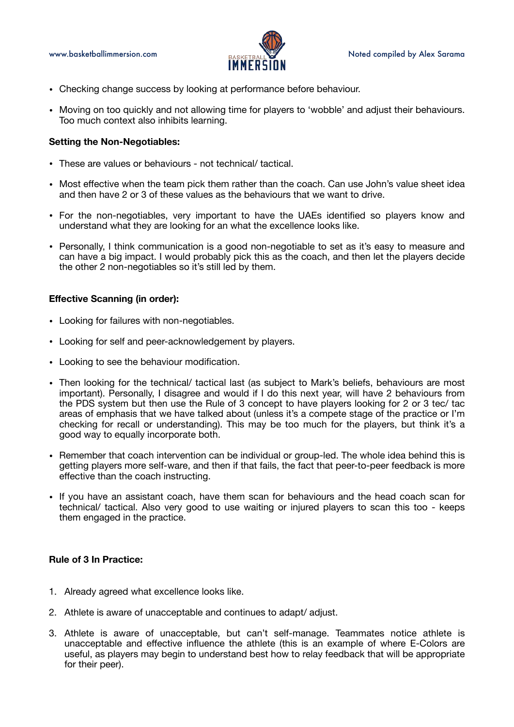- Checking change success by looking at performance before behaviour.
- Moving on too quickly and not allowing time for players to 'wobble' and adjust their behaviours. Too much context also inhibits learning.

**Setting the Non-Negotiables:**

- These are values or behaviours - not technical/ tactical.
- Most effective when the team pick them rather than the coach. Can use John's value sheet idea and then have 2 or 3 of these values as the behaviours that we want to drive.
- For the non-negotiables, very important to have the UAEs identified so players know and understand what they are looking for an what the excellence looks like.
- Personally, I think communication is a good non-negotiable to set as it's easy to measure and can have a big impact. I would probably pick this as the coach, and then let the players decide the other 2 non-negotiables so it's still led by them.

**Effective Scanning (in order):**

- Looking for failures with non-negotiables.
- Looking for self and peer-acknowledgement by players.
- Looking to see the behaviour modification.
- Then looking for the technical/ tactical last (as subject to Mark's beliefs, behaviours are most important). Personally, I disagree and would if I do this next year, will have 2 behaviours from the PDS system but then use the Rule of 3 concept to have players looking for 2 or 3 tec/ tac areas of emphasis that we have talked about (unless it's a compete stage of the practice or I'm checking for recall or understanding). This may be too much for the players, but think it's a good way to equally incorporate both.
- Remember that coach intervention can be individual or group-led. The whole idea behind this is getting players more self-ware, and then if that fails, the fact that peer-to-peer feedback is more effective than the coach instructing.
- If you have an assistant coach, have them scan for behaviours and the head coach scan for technical/ tactical. Also very good to use waiting or injured players to scan this too - keeps them engaged in the practice.

**Rule of 3 In Practice:**

1. Already agreed what excellence looks like.
2. Athlete is aware of unacceptable and continues to adapt/ adjust.
3. Athlete is aware of unacceptable, but can't self-manage. Teammates notice athlete is unacceptable and effective influence the athlete (this is an example of where E-Colors are useful, as players may begin to understand best how to relay feedback that will be appropriate for their peer).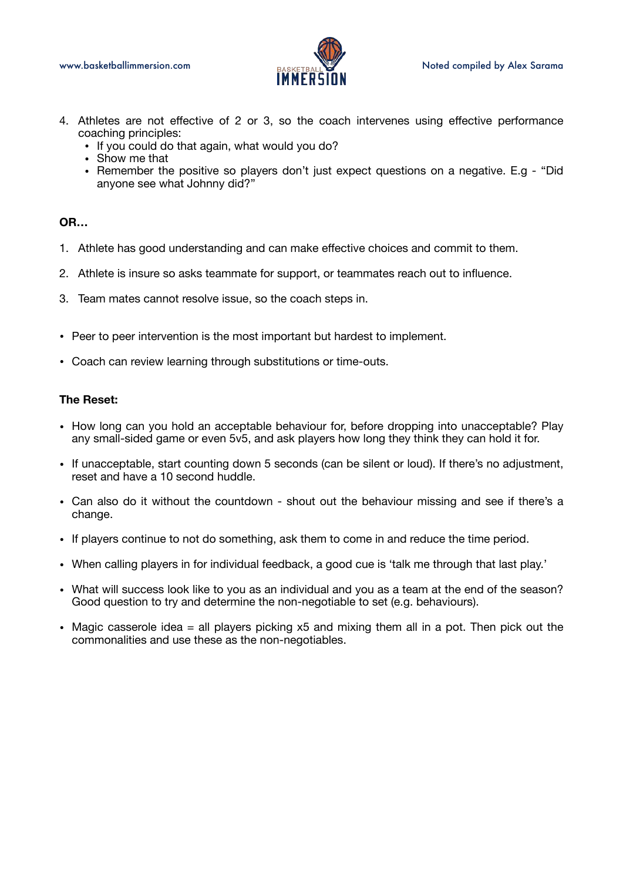4. Athletes are not effective of 2 or 3, so the coach intervenes using effective performance coaching principles:
    - If you could do that again, what would you do?
    - Show me that
    - Remember the positive so players don't just expect questions on a negative. E.g - "Did anyone see what Johnny did?"

**OR…**

1. Athlete has good understanding and can make effective choices and commit to them.

2. Athlete is insure so asks teammate for support, or teammates reach out to influence.

3. Team mates cannot resolve issue, so the coach steps in.

- Peer to peer intervention is the most important but hardest to implement.

- Coach can review learning through substitutions or time-outs.

**The Reset:**

- How long can you hold an acceptable behaviour for, before dropping into unacceptable? Play any small-sided game or even 5v5, and ask players how long they think they can hold it for.

- If unacceptable, start counting down 5 seconds (can be silent or loud). If there's no adjustment, reset and have a 10 second huddle.

- Can also do it without the countdown - shout out the behaviour missing and see if there's a change.

- If players continue to not do something, ask them to come in and reduce the time period.

- When calling players in for individual feedback, a good cue is 'talk me through that last play.'

- What will success look like to you as an individual and you as a team at the end of the season? Good question to try and determine the non-negotiable to set (e.g. behaviours).

- Magic casserole idea = all players picking x5 and mixing them all in a pot. Then pick out the commonalities and use these as the non-negotiables.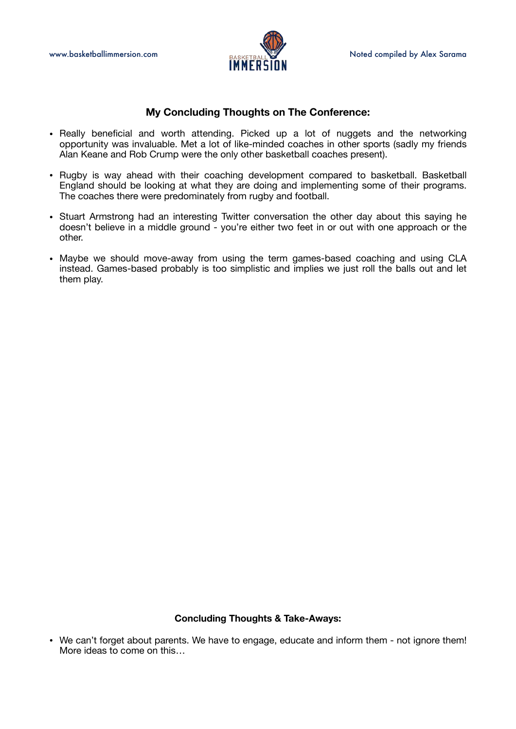### My Concluding Thoughts on The Conference:

- Really beneficial and worth attending. Picked up a lot of nuggets and the networking opportunity was invaluable. Met a lot of like-minded coaches in other sports (sadly my friends Alan Keane and Rob Crump were the only other basketball coaches present).
- Rugby is way ahead with their coaching development compared to basketball. Basketball England should be looking at what they are doing and implementing some of their programs. The coaches there were predominately from rugby and football.
- Stuart Armstrong had an interesting Twitter conversation the other day about this saying he doesn't believe in a middle ground - you're either two feet in or out with one approach or the other.
- Maybe we should move-away from using the term games-based coaching and using CLA instead. Games-based probably is too simplistic and implies we just roll the balls out and let them play.

### Concluding Thoughts & Take-Aways:

- We can't forget about parents. We have to engage, educate and inform them - not ignore them! More ideas to come on this…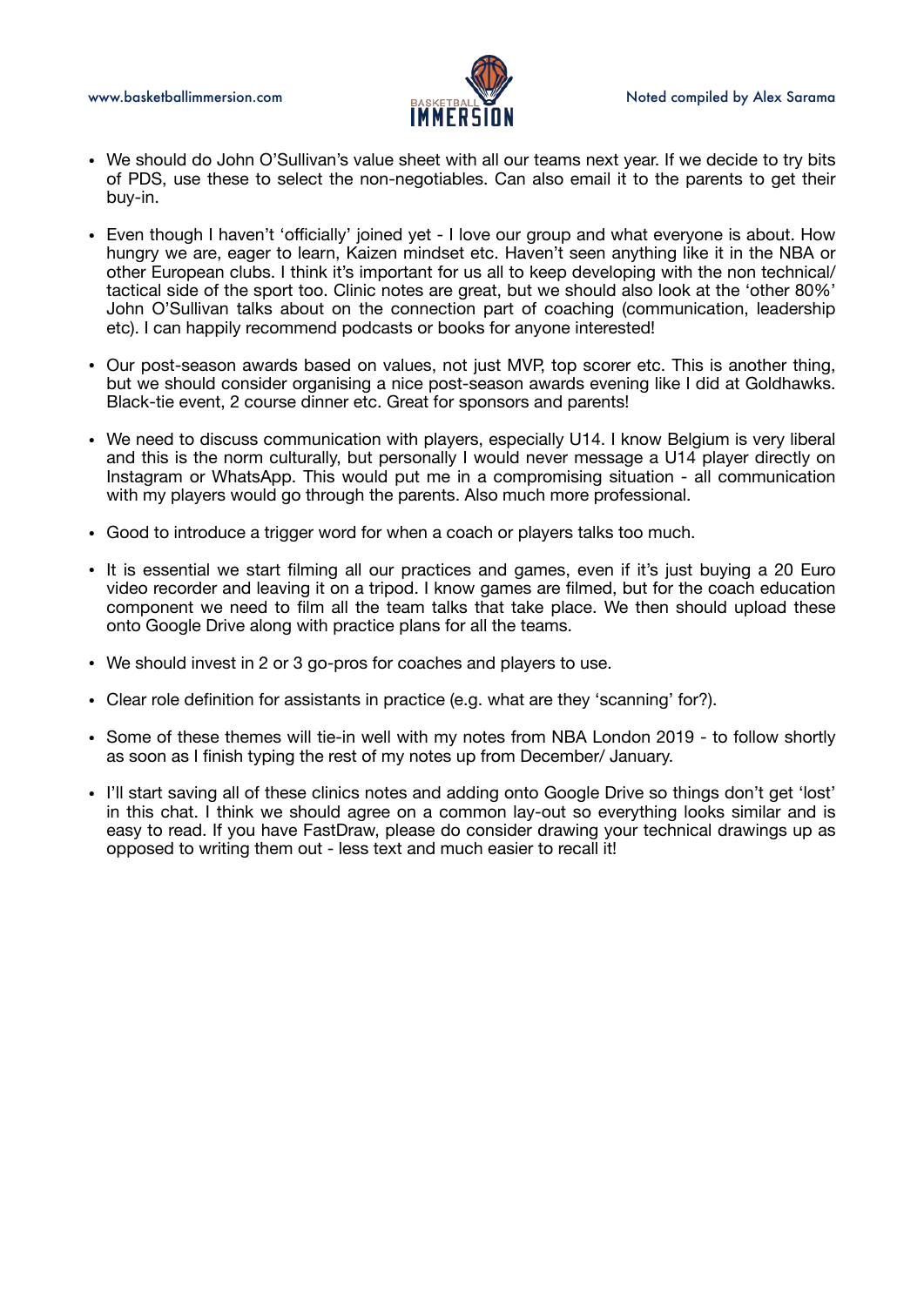- We should do John O'Sullivan's value sheet with all our teams next year. If we decide to try bits of PDS, use these to select the non-negotiables. Can also email it to the parents to get their buy-in.

- Even though I haven't 'officially' joined yet - I love our group and what everyone is about. How hungry we are, eager to learn, Kaizen mindset etc. Haven't seen anything like it in the NBA or other European clubs. I think it's important for us all to keep developing with the non technical/ tactical side of the sport too. Clinic notes are great, but we should also look at the 'other 80%' John O'Sullivan talks about on the connection part of coaching (communication, leadership etc). I can happily recommend podcasts or books for anyone interested!

- Our post-season awards based on values, not just MVP, top scorer etc. This is another thing, but we should consider organising a nice post-season awards evening like I did at Goldhawks. Black-tie event, 2 course dinner etc. Great for sponsors and parents!

- We need to discuss communication with players, especially U14. I know Belgium is very liberal and this is the norm culturally, but personally I would never message a U14 player directly on Instagram or WhatsApp. This would put me in a compromising situation - all communication with my players would go through the parents. Also much more professional.

- Good to introduce a trigger word for when a coach or players talks too much.

- It is essential we start filming all our practices and games, even if it's just buying a 20 Euro video recorder and leaving it on a tripod. I know games are filmed, but for the coach education component we need to film all the team talks that take place. We then should upload these onto Google Drive along with practice plans for all the teams.

- We should invest in 2 or 3 go-pros for coaches and players to use.

- Clear role definition for assistants in practice (e.g. what are they 'scanning' for?).

- Some of these themes will tie-in well with my notes from NBA London 2019 - to follow shortly as soon as I finish typing the rest of my notes up from December/ January.

- I'll start saving all of these clinics notes and adding onto Google Drive so things don't get 'lost' in this chat. I think we should agree on a common lay-out so everything looks similar and is easy to read. If you have FastDraw, please do consider drawing your technical drawings up as opposed to writing them out - less text and much easier to recall it!